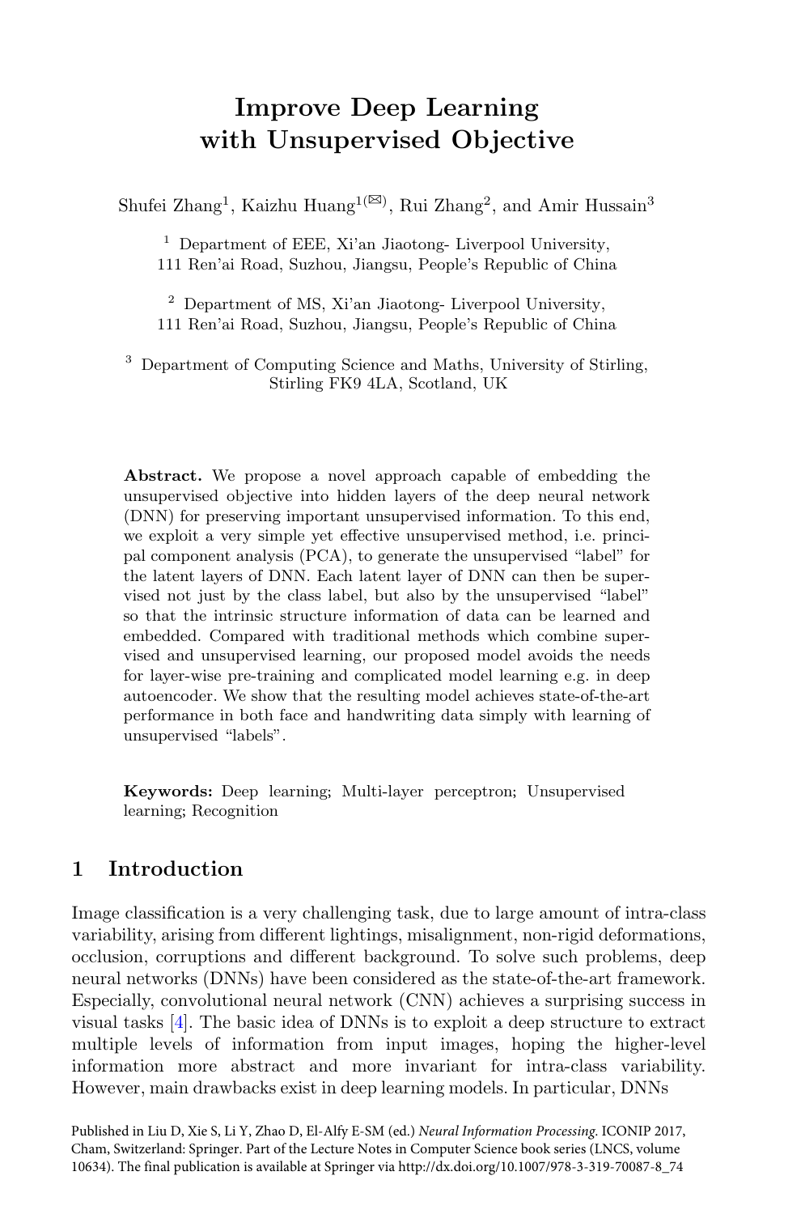# Improve Deep Learning with Unsupervised Objective

Shufei Zhang[1], Kaizhu Huang[1(✉)], Rui Zhang[2], and Amir Hussain[3]

[1] Department of EEE, Xi'an Jiaotong- Liverpool University, 111 Ren'ai Road, Suzhou, Jiangsu, People's Republic of China

[2] Department of MS, Xi'an Jiaotong- Liverpool University, 111 Ren'ai Road, Suzhou, Jiangsu, People's Republic of China

[3] Department of Computing Science and Maths, University of Stirling, Stirling FK9 4LA, Scotland, UK

**Abstract.** We propose a novel approach capable of embedding the unsupervised objective into hidden layers of the deep neural network (DNN) for preserving important unsupervised information. To this end, we exploit a very simple yet effective unsupervised method, i.e. principal component analysis (PCA), to generate the unsupervised "label" for the latent layers of DNN. Each latent layer of DNN can then be supervised not just by the class label, but also by the unsupervised "label" so that the intrinsic structure information of data can be learned and embedded. Compared with traditional methods which combine supervised and unsupervised learning, our proposed model avoids the needs for layer-wise pre-training and complicated model learning e.g. in deep autoencoder. We show that the resulting model achieves state-of-the-art performance in both face and handwriting data simply with learning of unsupervised "labels".

**Keywords:** Deep learning; Multi-layer perceptron; Unsupervised learning; Recognition

## 1 Introduction

Image classification is a very challenging task, due to large amount of intra-class variability, arising from different lightings, misalignment, non-rigid deformations, occlusion, corruptions and different background. To solve such problems, deep neural networks (DNNs) have been considered as the state-of-the-art framework. Especially, convolutional neural network (CNN) achieves a surprising success in visual tasks [4]. The basic idea of DNNs is to exploit a deep structure to extract multiple levels of information from input images, hoping the higher-level information more abstract and more invariant for intra-class variability. However, main drawbacks exist in deep learning models. In particular, DNNs

Published in Liu D, Xie S, Li Y, Zhao D, El-Alfy E-SM (ed.) *Neural Information Processing*. ICONIP 2017, Cham, Switzerland: Springer. Part of the Lecture Notes in Computer Science book series (LNCS, volume 10634). The final publication is available at Springer via http://dx.doi.org/10.1007/978-3-319-70087-8_74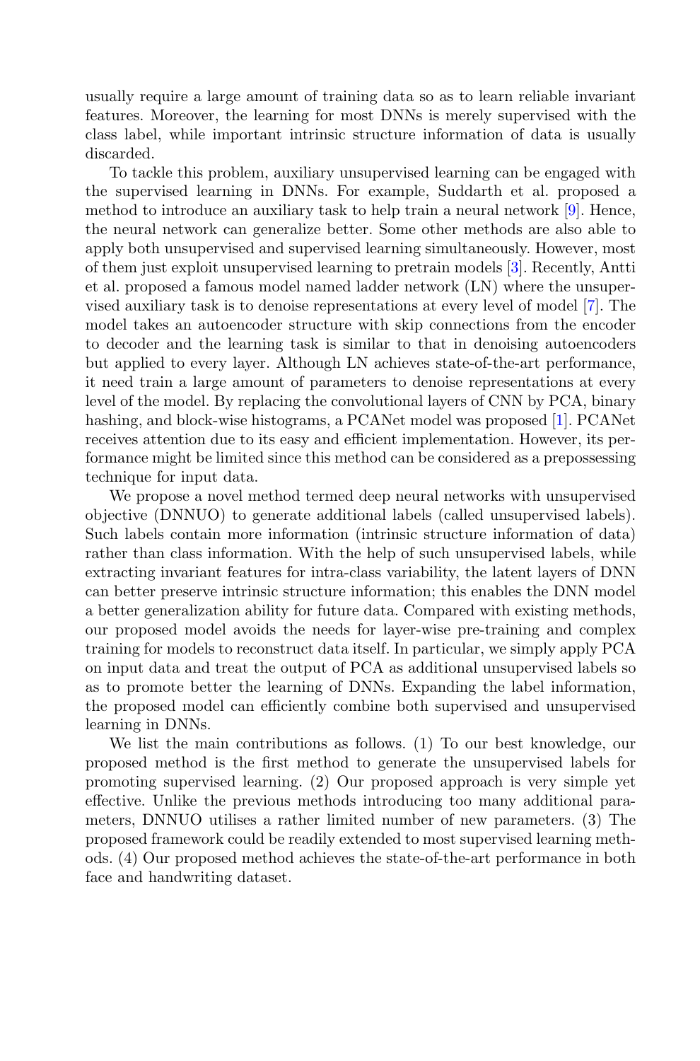usually require a large amount of training data so as to learn reliable invariant features. Moreover, the learning for most DNNs is merely supervised with the class label, while important intrinsic structure information of data is usually discarded.

To tackle this problem, auxiliary unsupervised learning can be engaged with the supervised learning in DNNs. For example, Suddarth et al. proposed a method to introduce an auxiliary task to help train a neural network [9]. Hence, the neural network can generalize better. Some other methods are also able to apply both unsupervised and supervised learning simultaneously. However, most of them just exploit unsupervised learning to pretrain models [3]. Recently, Antti et al. proposed a famous model named ladder network (LN) where the unsupervised auxiliary task is to denoise representations at every level of model [7]. The model takes an autoencoder structure with skip connections from the encoder to decoder and the learning task is similar to that in denoising autoencoders but applied to every layer. Although LN achieves state-of-the-art performance, it need train a large amount of parameters to denoise representations at every level of the model. By replacing the convolutional layers of CNN by PCA, binary hashing, and block-wise histograms, a PCANet model was proposed [1]. PCANet receives attention due to its easy and efficient implementation. However, its performance might be limited since this method can be considered as a prepossessing technique for input data.

We propose a novel method termed deep neural networks with unsupervised objective (DNNUO) to generate additional labels (called unsupervised labels). Such labels contain more information (intrinsic structure information of data) rather than class information. With the help of such unsupervised labels, while extracting invariant features for intra-class variability, the latent layers of DNN can better preserve intrinsic structure information; this enables the DNN model a better generalization ability for future data. Compared with existing methods, our proposed model avoids the needs for layer-wise pre-training and complex training for models to reconstruct data itself. In particular, we simply apply PCA on input data and treat the output of PCA as additional unsupervised labels so as to promote better the learning of DNNs. Expanding the label information, the proposed model can efficiently combine both supervised and unsupervised learning in DNNs.

We list the main contributions as follows. (1) To our best knowledge, our proposed method is the first method to generate the unsupervised labels for promoting supervised learning. (2) Our proposed approach is very simple yet effective. Unlike the previous methods introducing too many additional parameters, DNNUO utilises a rather limited number of new parameters. (3) The proposed framework could be readily extended to most supervised learning methods. (4) Our proposed method achieves the state-of-the-art performance in both face and handwriting dataset.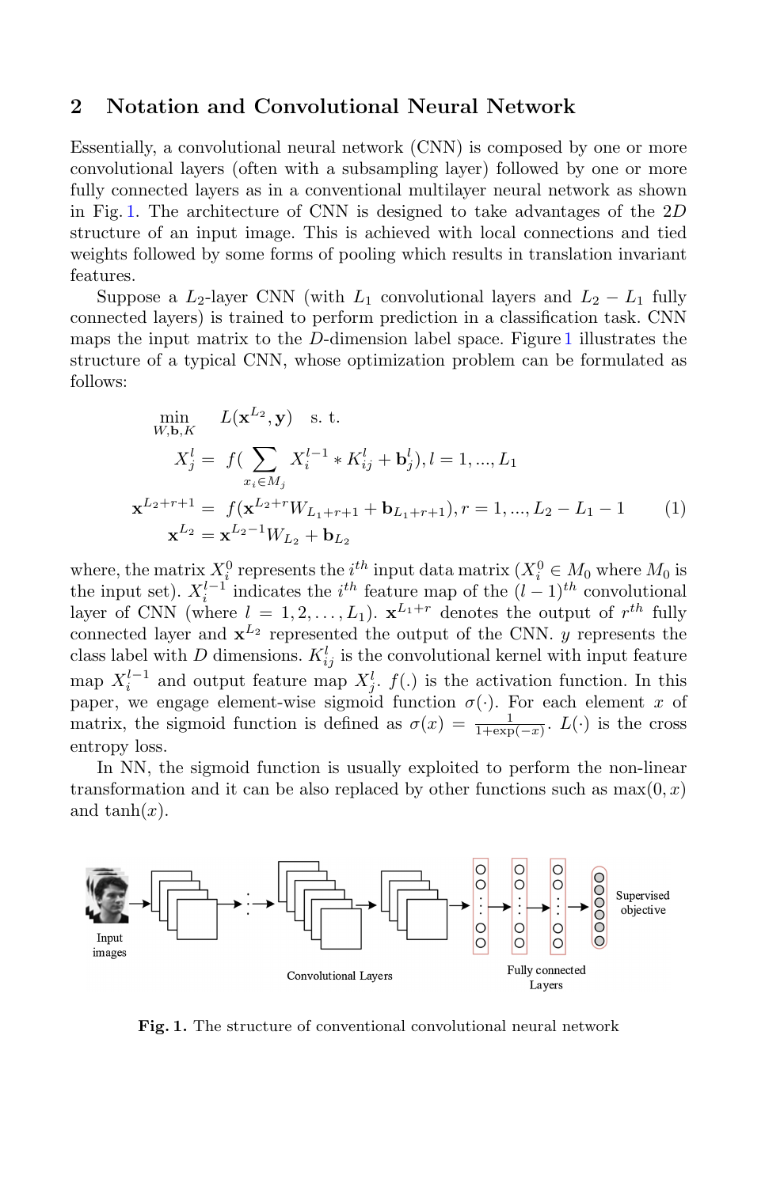## 2 Notation and Convolutional Neural Network

Essentially, a convolutional neural network (CNN) is composed by one or more convolutional layers (often with a subsampling layer) followed by one or more fully connected layers as in a conventional multilayer neural network as shown in Fig. 1. The architecture of CNN is designed to take advantages of the $2D$ structure of an input image. This is achieved with local connections and tied weights followed by some forms of pooling which results in translation invariant features.

Suppose a $L_2$-layer CNN (with $L_1$ convolutional layers and $L_2 - L_1$ fully connected layers) is trained to perform prediction in a classification task. CNN maps the input matrix to the $D$-dimension label space. Figure 1 illustrates the structure of a typical CNN, whose optimization problem can be formulated as follows:

$$
\begin{aligned}
\min_{W,\mathbf{b},K} \quad & L(\mathbf{x}^{L_2}, \mathbf{y}) \quad \text{s. t.} \\
X_j^l =\ & f\Big(\sum_{x_i \in M_j} X_i^{l-1} * K_{ij}^l + \mathbf{b}_j^l\Big), l = 1, ..., L_1 \\
\mathbf{x}^{L_2+r+1} =\ & f(\mathbf{x}^{L_2+r} W_{L_1+r+1} + \mathbf{b}_{L_1+r+1}), r = 1, ..., L_2 - L_1 - 1 \\
\mathbf{x}^{L_2} =\ & \mathbf{x}^{L_2-1} W_{L_2} + \mathbf{b}_{L_2}
\end{aligned}
\tag{1}
$$

where, the matrix $X_i^0$ represents the $i^{th}$ input data matrix ($X_i^0 \in M_0$ where $M_0$ is the input set). $X_i^{l-1}$ indicates the $i^{th}$ feature map of the $(l-1)^{th}$ convolutional layer of CNN (where $l = 1, 2, \ldots, L_1$). $\mathbf{x}^{L_1+r}$ denotes the output of $r^{th}$ fully connected layer and $\mathbf{x}^{L_2}$ represented the output of the CNN. $y$ represents the class label with $D$ dimensions. $K_{ij}^l$ is the convolutional kernel with input feature map $X_i^{l-1}$ and output feature map $X_j^l$. $f(.)$ is the activation function. In this paper, we engage element-wise sigmoid function $\sigma(\cdot)$. For each element $x$ of matrix, the sigmoid function is defined as $\sigma(x) = \frac{1}{1+\exp(-x)}$. $L(\cdot)$ is the cross entropy loss.

In NN, the sigmoid function is usually exploited to perform the non-linear transformation and it can be also replaced by other functions such as $\max(0, x)$ and $\tanh(x)$.

**Fig. 1.** The structure of conventional convolutional neural network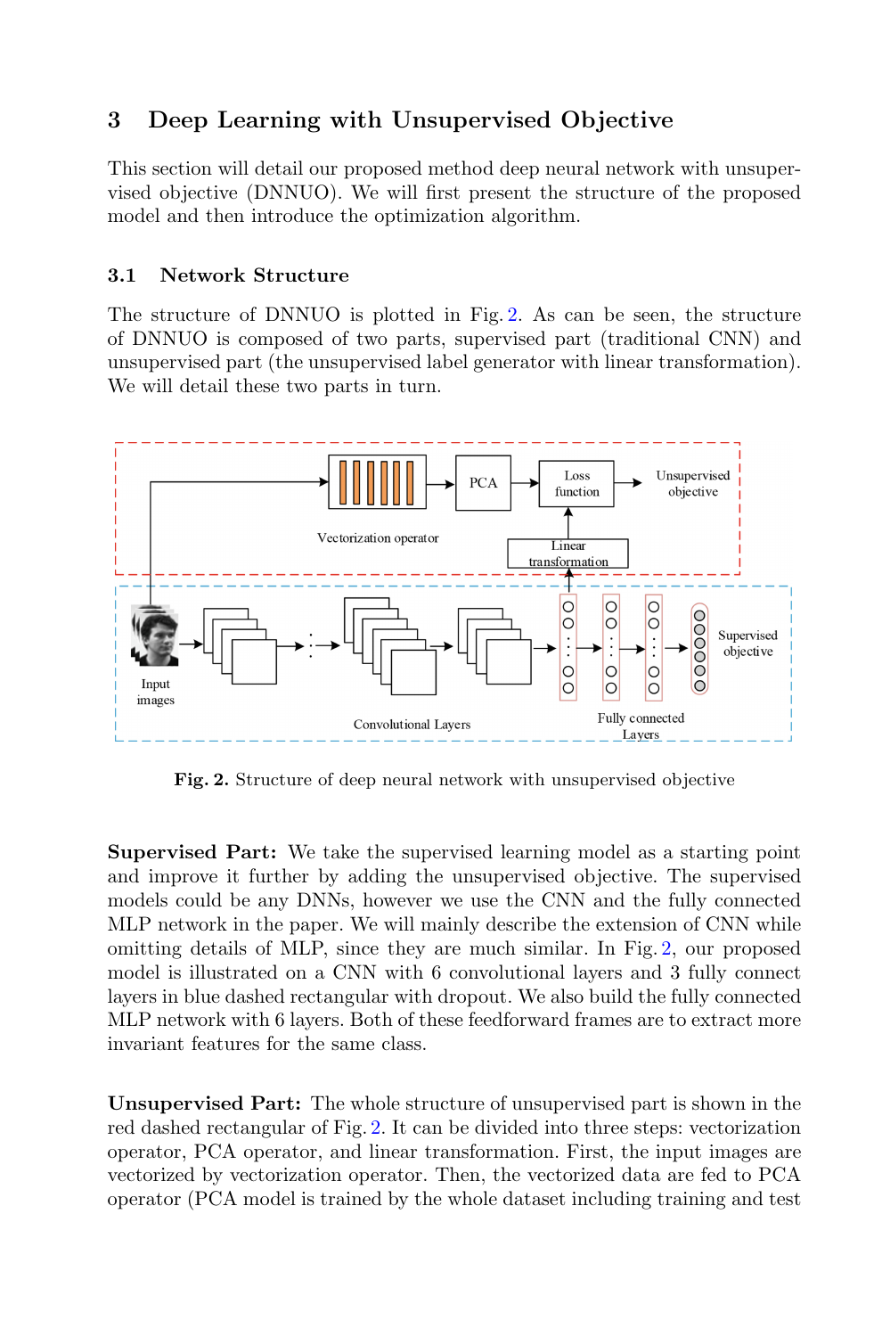## 3 Deep Learning with Unsupervised Objective

This section will detail our proposed method deep neural network with unsupervised objective (DNNUO). We will first present the structure of the proposed model and then introduce the optimization algorithm.

### 3.1 Network Structure

The structure of DNNUO is plotted in Fig. 2. As can be seen, the structure of DNNUO is composed of two parts, supervised part (traditional CNN) and unsupervised part (the unsupervised label generator with linear transformation). We will detail these two parts in turn.

**Fig. 2.** Structure of deep neural network with unsupervised objective

**Supervised Part:** We take the supervised learning model as a starting point and improve it further by adding the unsupervised objective. The supervised models could be any DNNs, however we use the CNN and the fully connected MLP network in the paper. We will mainly describe the extension of CNN while omitting details of MLP, since they are much similar. In Fig. 2, our proposed model is illustrated on a CNN with 6 convolutional layers and 3 fully connect layers in blue dashed rectangular with dropout. We also build the fully connected MLP network with 6 layers. Both of these feedforward frames are to extract more invariant features for the same class.

**Unsupervised Part:** The whole structure of unsupervised part is shown in the red dashed rectangular of Fig. 2. It can be divided into three steps: vectorization operator, PCA operator, and linear transformation. First, the input images are vectorized by vectorization operator. Then, the vectorized data are fed to PCA operator (PCA model is trained by the whole dataset including training and test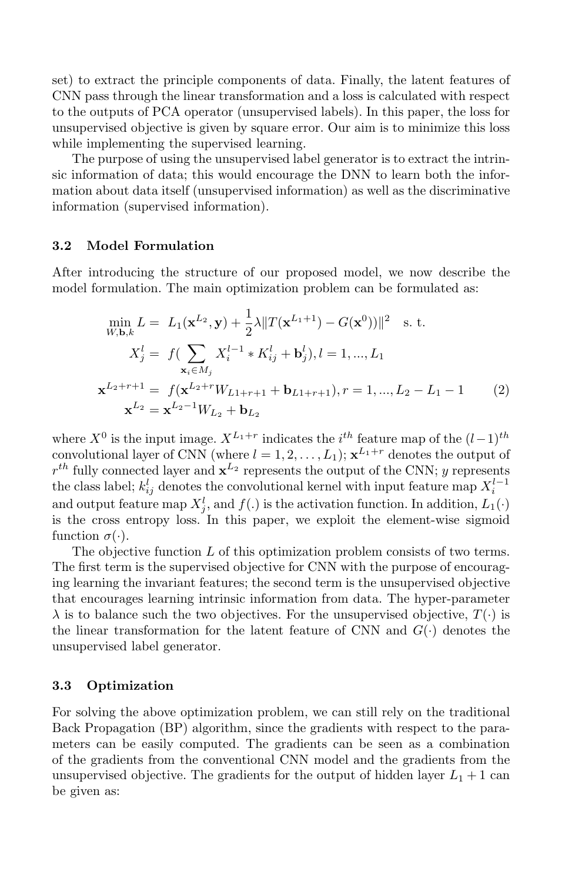set) to extract the principle components of data. Finally, the latent features of CNN pass through the linear transformation and a loss is calculated with respect to the outputs of PCA operator (unsupervised labels). In this paper, the loss for unsupervised objective is given by square error. Our aim is to minimize this loss while implementing the supervised learning.

The purpose of using the unsupervised label generator is to extract the intrinsic information of data; this would encourage the DNN to learn both the information about data itself (unsupervised information) as well as the discriminative information (supervised information).

### 3.2 Model Formulation

After introducing the structure of our proposed model, we now describe the model formulation. The main optimization problem can be formulated as:

$$
\begin{aligned}
\min_{W,\mathbf{b},k} L = &\ L_1(\mathbf{x}^{L_2}, \mathbf{y}) + \frac{1}{2}\lambda \| T(\mathbf{x}^{L_1+1}) - G(\mathbf{x}^0) \|^2 \quad \text{s. t.} \\
X_j^l = &\ f\Big(\sum_{\mathbf{x}_i \in M_j} X_i^{l-1} * K_{ij}^l + \mathbf{b}_j^l\Big), l = 1, ..., L_1 \\
\mathbf{x}^{L_2+r+1} = &\ f(\mathbf{x}^{L_2+r} W_{L1+r+1} + \mathbf{b}_{L1+r+1}), r = 1, ..., L_2 - L_1 - 1 \qquad (2) \\
\mathbf{x}^{L_2} = &\ \mathbf{x}^{L_2-1} W_{L_2} + \mathbf{b}_{L_2}
\end{aligned}
$$

where $X^0$ is the input image. $X^{L_1+r}$ indicates the $i^{th}$ feature map of the $(l-1)^{th}$ convolutional layer of CNN (where $l = 1, 2, \ldots, L_1$); $\mathbf{x}^{L_1+r}$ denotes the output of $r^{th}$ fully connected layer and $\mathbf{x}^{L_2}$ represents the output of the CNN; $y$ represents the class label; $k_{ij}^l$ denotes the convolutional kernel with input feature map $X_i^{l-1}$ and output feature map $X_j^l$, and $f(.)$ is the activation function. In addition, $L_1(\cdot)$ is the cross entropy loss. In this paper, we exploit the element-wise sigmoid function $\sigma(\cdot)$.

The objective function $L$ of this optimization problem consists of two terms. The first term is the supervised objective for CNN with the purpose of encouraging learning the invariant features; the second term is the unsupervised objective that encourages learning intrinsic information from data. The hyper-parameter $\lambda$ is to balance such the two objectives. For the unsupervised objective, $T(\cdot)$ is the linear transformation for the latent feature of CNN and $G(\cdot)$ denotes the unsupervised label generator.

### 3.3 Optimization

For solving the above optimization problem, we can still rely on the traditional Back Propagation (BP) algorithm, since the gradients with respect to the parameters can be easily computed. The gradients can be seen as a combination of the gradients from the conventional CNN model and the gradients from the unsupervised objective. The gradients for the output of hidden layer $L_1 + 1$ can be given as: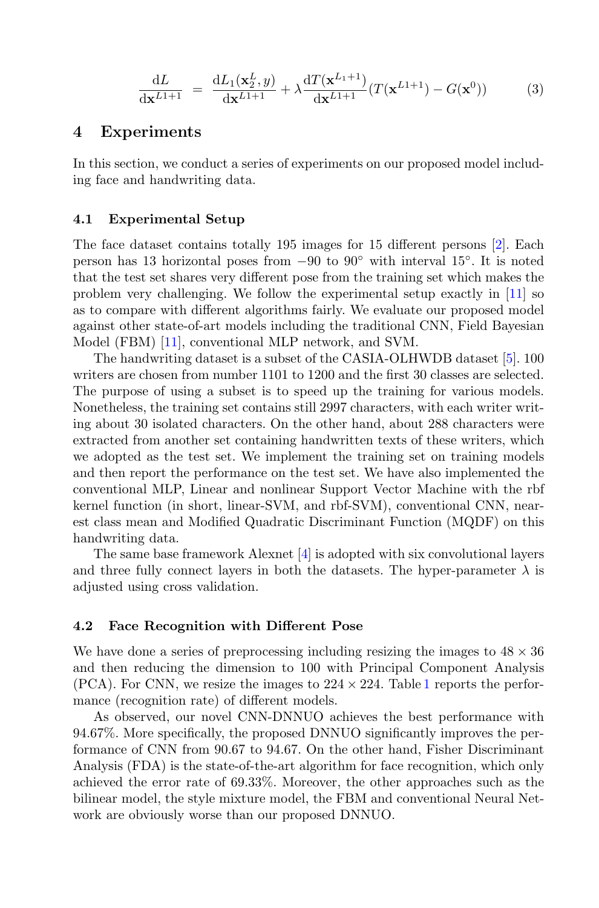$$\frac{\mathrm{d}L}{\mathrm{d}\mathbf{x}^{L1+1}} = \frac{\mathrm{d}L_1(\mathbf{x}_2^L, y)}{\mathrm{d}\mathbf{x}^{L1+1}} + \lambda \frac{\mathrm{d}T(\mathbf{x}^{L_1+1})}{\mathrm{d}\mathbf{x}^{L1+1}} (T(\mathbf{x}^{L1+1}) - G(\mathbf{x}^0)) \tag{3}$$

## 4 Experiments

In this section, we conduct a series of experiments on our proposed model including face and handwriting data.

### 4.1 Experimental Setup

The face dataset contains totally 195 images for 15 different persons [2]. Each person has 13 horizontal poses from $-90$ to $90^\circ$ with interval $15^\circ$. It is noted that the test set shares very different pose from the training set which makes the problem very challenging. We follow the experimental setup exactly in [11] so as to compare with different algorithms fairly. We evaluate our proposed model against other state-of-art models including the traditional CNN, Field Bayesian Model (FBM) [11], conventional MLP network, and SVM.

The handwriting dataset is a subset of the CASIA-OLHWDB dataset [5]. 100 writers are chosen from number 1101 to 1200 and the first 30 classes are selected. The purpose of using a subset is to speed up the training for various models. Nonetheless, the training set contains still 2997 characters, with each writer writing about 30 isolated characters. On the other hand, about 288 characters were extracted from another set containing handwritten texts of these writers, which we adopted as the test set. We implement the training set on training models and then report the performance on the test set. We have also implemented the conventional MLP, Linear and nonlinear Support Vector Machine with the rbf kernel function (in short, linear-SVM, and rbf-SVM), conventional CNN, nearest class mean and Modified Quadratic Discriminant Function (MQDF) on this handwriting data.

The same base framework Alexnet [4] is adopted with six convolutional layers and three fully connect layers in both the datasets. The hyper-parameter $\lambda$ is adjusted using cross validation.

### 4.2 Face Recognition with Different Pose

We have done a series of preprocessing including resizing the images to $48 \times 36$ and then reducing the dimension to 100 with Principal Component Analysis (PCA). For CNN, we resize the images to $224 \times 224$. Table 1 reports the performance (recognition rate) of different models.

As observed, our novel CNN-DNNUO achieves the best performance with 94.67%. More specifically, the proposed DNNUO significantly improves the performance of CNN from 90.67 to 94.67. On the other hand, Fisher Discriminant Analysis (FDA) is the state-of-the-art algorithm for face recognition, which only achieved the error rate of 69.33%. Moreover, the other approaches such as the bilinear model, the style mixture model, the FBM and conventional Neural Network are obviously worse than our proposed DNNUO.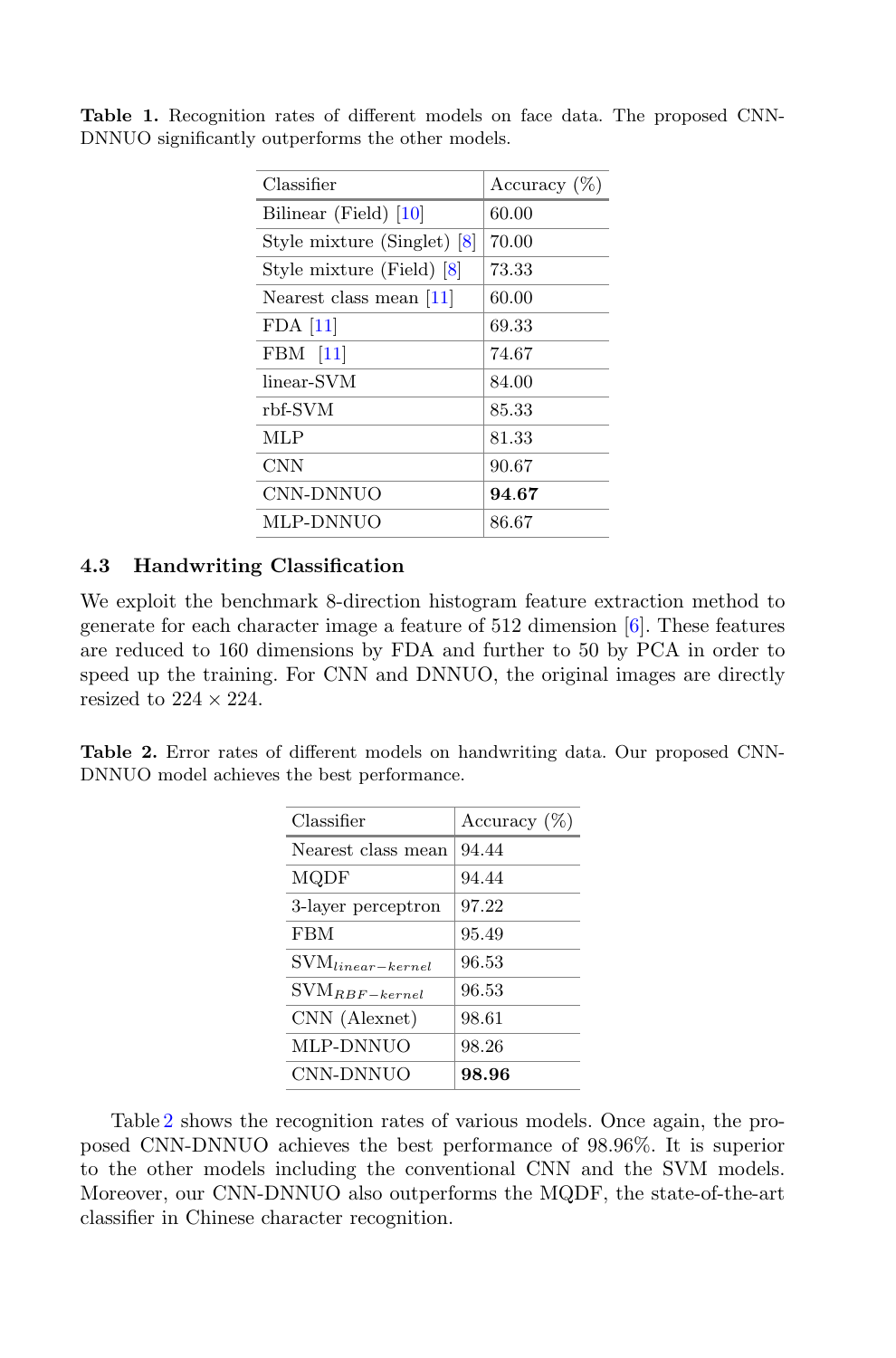**Table 1.** Recognition rates of different models on face data. The proposed CNN-DNNUO significantly outperforms the other models.

| Classifier | Accuracy (%) |
|---|---|
| Bilinear (Field) [10] | 60.00 |
| Style mixture (Singlet) [8] | 70.00 |
| Style mixture (Field) [8] | 73.33 |
| Nearest class mean [11] | 60.00 |
| FDA [11] | 69.33 |
| FBM [11] | 74.67 |
| linear-SVM | 84.00 |
| rbf-SVM | 85.33 |
| MLP | 81.33 |
| CNN | 90.67 |
| CNN-DNNUO | **94.67** |
| MLP-DNNUO | 86.67 |

### 4.3 Handwriting Classification

We exploit the benchmark 8-direction histogram feature extraction method to generate for each character image a feature of 512 dimension [6]. These features are reduced to 160 dimensions by FDA and further to 50 by PCA in order to speed up the training. For CNN and DNNUO, the original images are directly resized to $224 \times 224$.

**Table 2.** Error rates of different models on handwriting data. Our proposed CNN-DNNUO model achieves the best performance.

| Classifier | Accuracy (%) |
|---|---|
| Nearest class mean | 94.44 |
| MQDF | 94.44 |
| 3-layer perceptron | 97.22 |
| FBM | 95.49 |
| $\text{SVM}_{linear-kernel}$ | 96.53 |
| $\text{SVM}_{RBF-kernel}$ | 96.53 |
| CNN (Alexnet) | 98.61 |
| MLP-DNNUO | 98.26 |
| CNN-DNNUO | **98.96** |

Table 2 shows the recognition rates of various models. Once again, the proposed CNN-DNNUO achieves the best performance of 98.96%. It is superior to the other models including the conventional CNN and the SVM models. Moreover, our CNN-DNNUO also outperforms the MQDF, the state-of-the-art classifier in Chinese character recognition.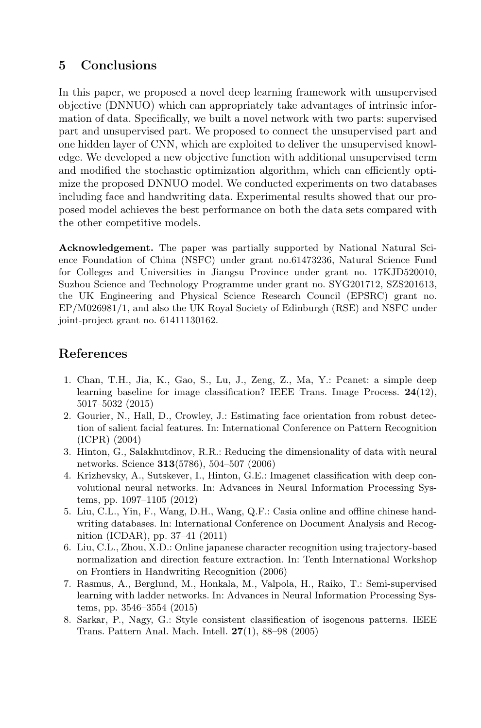## 5 Conclusions

In this paper, we proposed a novel deep learning framework with unsupervised objective (DNNUO) which can appropriately take advantages of intrinsic information of data. Specifically, we built a novel network with two parts: supervised part and unsupervised part. We proposed to connect the unsupervised part and one hidden layer of CNN, which are exploited to deliver the unsupervised knowledge. We developed a new objective function with additional unsupervised term and modified the stochastic optimization algorithm, which can efficiently optimize the proposed DNNUO model. We conducted experiments on two databases including face and handwriting data. Experimental results showed that our proposed model achieves the best performance on both the data sets compared with the other competitive models.

**Acknowledgement.** The paper was partially supported by National Natural Science Foundation of China (NSFC) under grant no.61473236, Natural Science Fund for Colleges and Universities in Jiangsu Province under grant no. 17KJD520010, Suzhou Science and Technology Programme under grant no. SYG201712, SZS201613, the UK Engineering and Physical Science Research Council (EPSRC) grant no. EP/M026981/1, and also the UK Royal Society of Edinburgh (RSE) and NSFC under joint-project grant no. 61411130162.

## References

1. Chan, T.H., Jia, K., Gao, S., Lu, J., Zeng, Z., Ma, Y.: Pcanet: a simple deep learning baseline for image classification? IEEE Trans. Image Process. **24**(12), 5017–5032 (2015)
2. Gourier, N., Hall, D., Crowley, J.: Estimating face orientation from robust detection of salient facial features. In: International Conference on Pattern Recognition (ICPR) (2004)
3. Hinton, G., Salakhutdinov, R.R.: Reducing the dimensionality of data with neural networks. Science **313**(5786), 504–507 (2006)
4. Krizhevsky, A., Sutskever, I., Hinton, G.E.: Imagenet classification with deep convolutional neural networks. In: Advances in Neural Information Processing Systems, pp. 1097–1105 (2012)
5. Liu, C.L., Yin, F., Wang, D.H., Wang, Q.F.: Casia online and offline chinese handwriting databases. In: International Conference on Document Analysis and Recognition (ICDAR), pp. 37–41 (2011)
6. Liu, C.L., Zhou, X.D.: Online japanese character recognition using trajectory-based normalization and direction feature extraction. In: Tenth International Workshop on Frontiers in Handwriting Recognition (2006)
7. Rasmus, A., Berglund, M., Honkala, M., Valpola, H., Raiko, T.: Semi-supervised learning with ladder networks. In: Advances in Neural Information Processing Systems, pp. 3546–3554 (2015)
8. Sarkar, P., Nagy, G.: Style consistent classification of isogenous patterns. IEEE Trans. Pattern Anal. Mach. Intell. **27**(1), 88–98 (2005)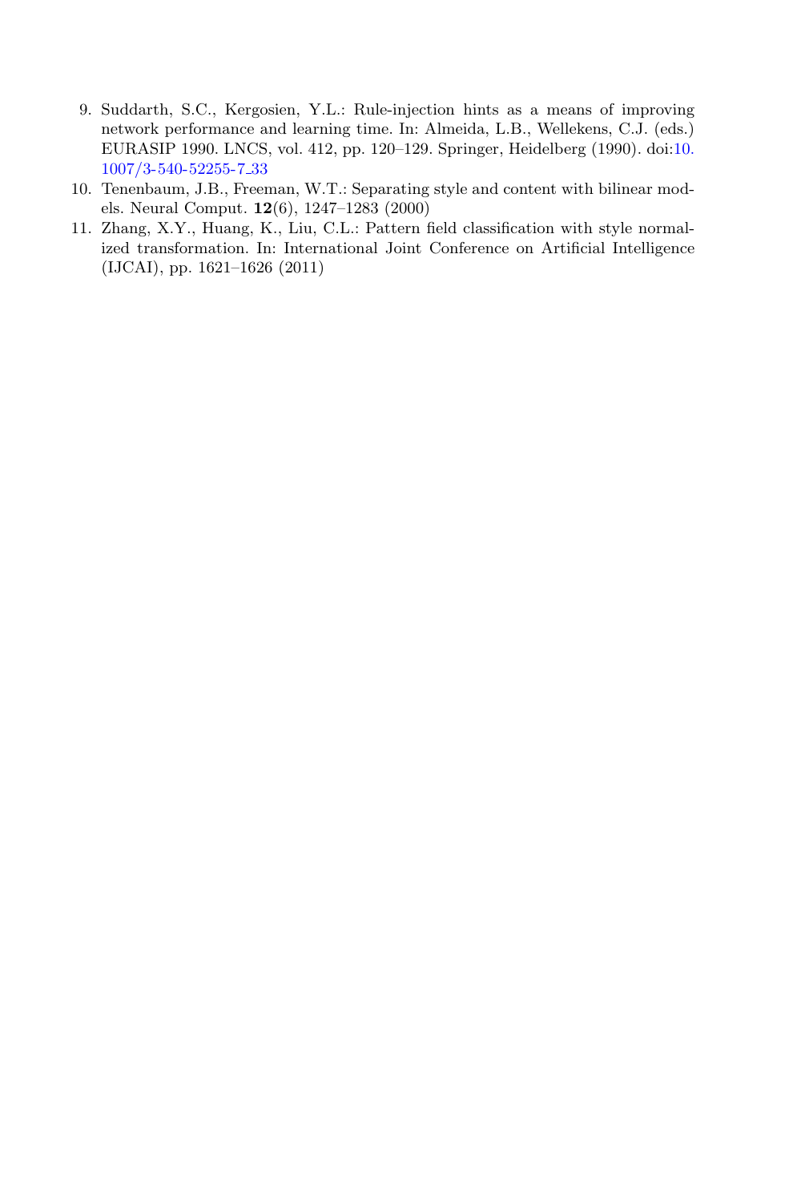9. Suddarth, S.C., Kergosien, Y.L.: Rule-injection hints as a means of improving network performance and learning time. In: Almeida, L.B., Wellekens, C.J. (eds.) EURASIP 1990. LNCS, vol. 412, pp. 120–129. Springer, Heidelberg (1990). doi:10.1007/3-540-52255-7_33
10. Tenenbaum, J.B., Freeman, W.T.: Separating style and content with bilinear models. Neural Comput. **12**(6), 1247–1283 (2000)
11. Zhang, X.Y., Huang, K., Liu, C.L.: Pattern field classification with style normalized transformation. In: International Joint Conference on Artificial Intelligence (IJCAI), pp. 1621–1626 (2011)